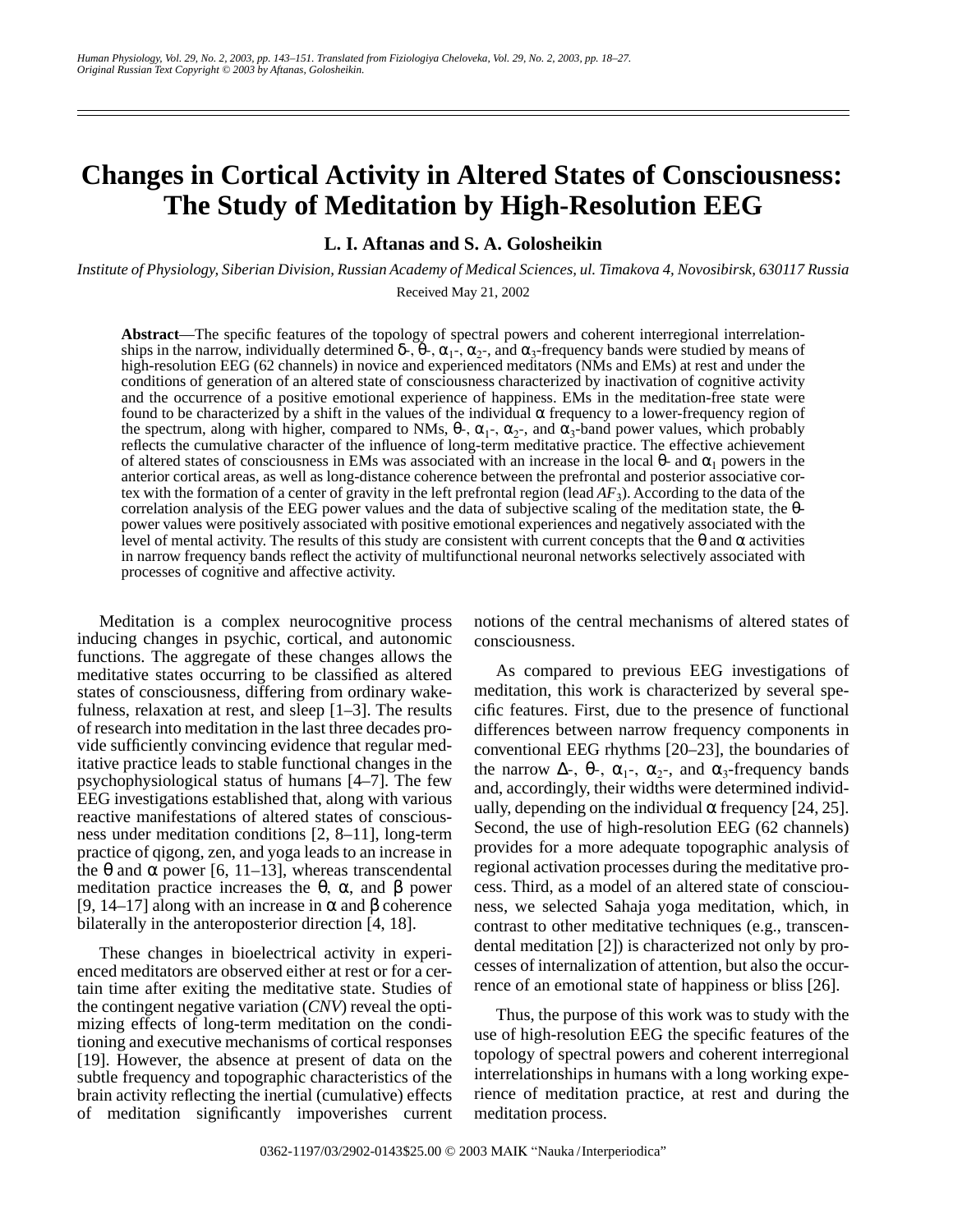# Changes in Cortical Activity in Altered States of Consciousness: The Study of Meditation by High-Resolution EEG

**L. I. Aftanas and S. A. Golosheikin**

*Institute of Physiology, Siberian Division, Russian Academy of Medical Sciences, ul. Timakova 4, Novosibirsk, 630117 Russia*

Received May 21, 2002

**Abstract**—The specific features of the topology of spectral powers and coherent interregional interrelationships in the narrow, individually determined δ-, θ-, $\alpha_1$-, $\alpha_2$-, and $\alpha_3$-frequency bands were studied by means of high-resolution EEG (62 channels) in novice and experienced meditators (NMs and EMs) at rest and under the conditions of generation of an altered state of consciousness characterized by inactivation of cognitive activity and the occurrence of a positive emotional experience of happiness. EMs in the meditation-free state were found to be characterized by a shift in the values of the individual α frequency to a lower-frequency region of the spectrum, along with higher, compared to NMs, θ-, $\alpha_1$-, $\alpha_2$-, and $\alpha_3$-band power values, which probably reflects the cumulative character of the influence of long-term meditative practice. The effective achievement of altered states of consciousness in EMs was associated with an increase in the local θ- and $\alpha_1$ powers in the anterior cortical areas, as well as long-distance coherence between the prefrontal and posterior associative cortex with the formation of a center of gravity in the left prefrontal region (lead $AF_3$). According to the data of the correlation analysis of the EEG power values and the data of subjective scaling of the meditation state, the θ-power values were positively associated with positive emotional experiences and negatively associated with the level of mental activity. The results of this study are consistent with current concepts that the θ and α activities in narrow frequency bands reflect the activity of multifunctional neuronal networks selectively associated with processes of cognitive and affective activity.

Meditation is a complex neurocognitive process inducing changes in psychic, cortical, and autonomic functions. The aggregate of these changes allows the meditative states occurring to be classified as altered states of consciousness, differing from ordinary wakefulness, relaxation at rest, and sleep [1–3]. The results of research into meditation in the last three decades provide sufficiently convincing evidence that regular meditative practice leads to stable functional changes in the psychophysiological status of humans [4–7]. The few EEG investigations established that, along with various reactive manifestations of altered states of consciousness under meditation conditions [2, 8–11], long-term practice of qigong, zen, and yoga leads to an increase in the θ and α power [6, 11–13], whereas transcendental meditation practice increases the θ, α, and β power [9, 14–17] along with an increase in α and β coherence bilaterally in the anteroposterior direction [4, 18].

These changes in bioelectrical activity in experienced meditators are observed either at rest or for a certain time after exiting the meditative state. Studies of the contingent negative variation (*CNV*) reveal the optimizing effects of long-term meditation on the conditioning and executive mechanisms of cortical responses [19]. However, the absence at present of data on the subtle frequency and topographic characteristics of the brain activity reflecting the inertial (cumulative) effects of meditation significantly impoverishes current notions of the central mechanisms of altered states of consciousness.

As compared to previous EEG investigations of meditation, this work is characterized by several specific features. First, due to the presence of functional differences between narrow frequency components in conventional EEG rhythms [20–23], the boundaries of the narrow Δ-, θ-, $\alpha_1$-, $\alpha_2$-, and $\alpha_3$-frequency bands and, accordingly, their widths were determined individually, depending on the individual α frequency [24, 25]. Second, the use of high-resolution EEG (62 channels) provides for a more adequate topographic analysis of regional activation processes during the meditative process. Third, as a model of an altered state of consciousness, we selected Sahaja yoga meditation, which, in contrast to other meditative techniques (e.g., transcendental meditation [2]) is characterized not only by processes of internalization of attention, but also the occurrence of an emotional state of happiness or bliss [26].

Thus, the purpose of this work was to study with the use of high-resolution EEG the specific features of the topology of spectral powers and coherent interregional interrelationships in humans with a long working experience of meditation practice, at rest and during the meditation process.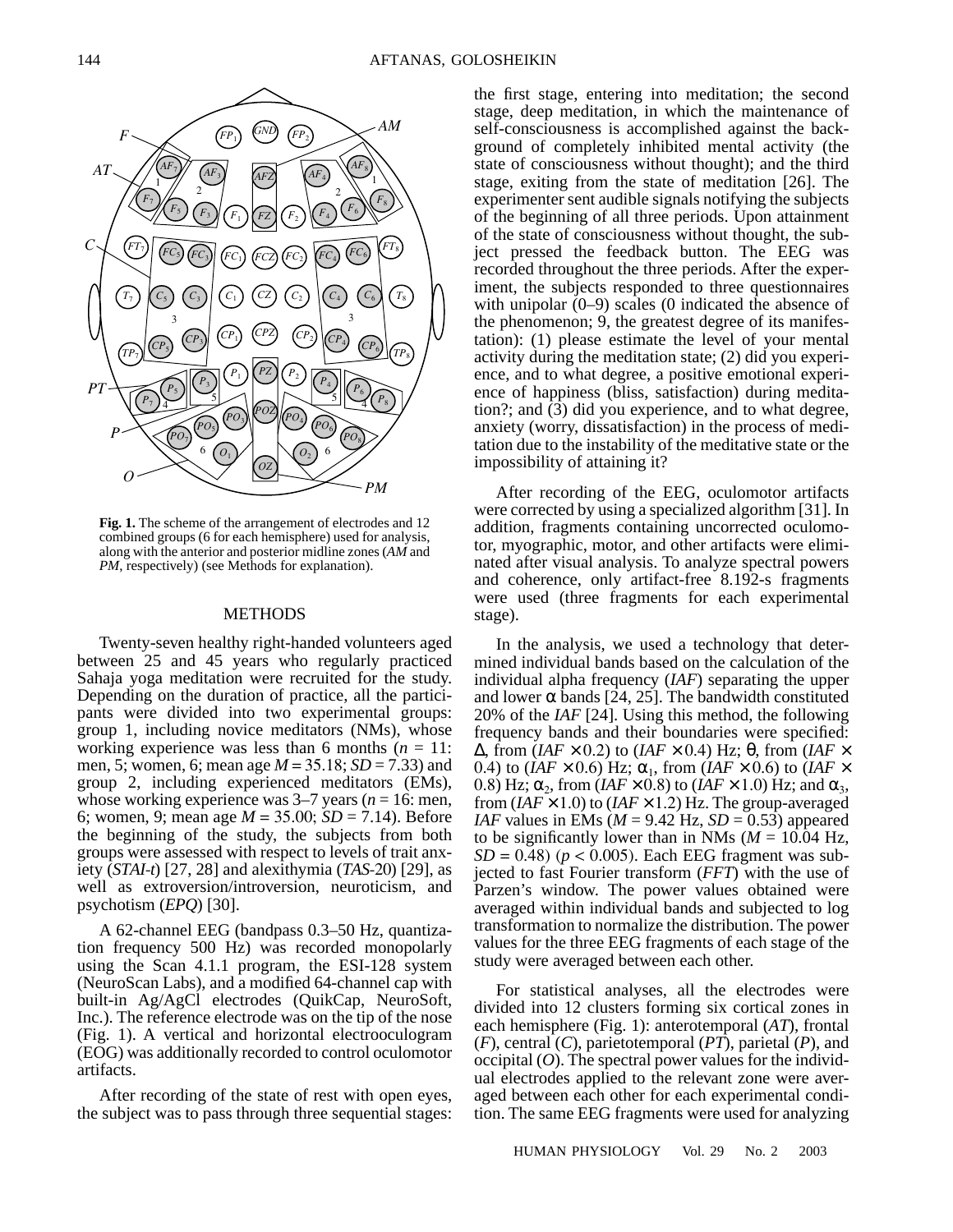Fig. 1. The scheme of the arrangement of electrodes and 12 combined groups (6 for each hemisphere) used for analysis, along with the anterior and posterior midline zones (*AM* and *PM*, respectively) (see Methods for explanation).

## METHODS

Twenty-seven healthy right-handed volunteers aged between 25 and 45 years who regularly practiced Sahaja yoga meditation were recruited for the study. Depending on the duration of practice, all the participants were divided into two experimental groups: group 1, including novice meditators (NMs), whose working experience was less than 6 months ($n$ = 11: men, 5; women, 6; mean age $M$ = 35.18; $SD$ = 7.33) and group 2, including experienced meditators (EMs), whose working experience was 3–7 years ($n$ = 16: men, 6; women, 9; mean age $M$ = 35.00; $SD$ = 7.14). Before the beginning of the study, the subjects from both groups were assessed with respect to levels of trait anxiety (*STAI-t*) [27, 28] and alexithymia (*TAS*-20) [29], as well as extroversion/introversion, neuroticism, and psychotism (*EPQ*) [30].

A 62-channel EEG (bandpass 0.3–50 Hz, quantization frequency 500 Hz) was recorded monopolarly using the Scan 4.1.1 program, the ESI-128 system (NeuroScan Labs), and a modified 64-channel cap with built-in Ag/AgCl electrodes (QuikCap, NeuroSoft, Inc.). The reference electrode was on the tip of the nose (Fig. 1). A vertical and horizontal electrooculogram (EOG) was additionally recorded to control oculomotor artifacts.

After recording of the state of rest with open eyes, the subject was to pass through three sequential stages: the first stage, entering into meditation; the second stage, deep meditation, in which the maintenance of self-consciousness is accomplished against the background of completely inhibited mental activity (the state of consciousness without thought); and the third stage, exiting from the state of meditation [26]. The experimenter sent audible signals notifying the subjects of the beginning of all three periods. Upon attainment of the state of consciousness without thought, the subject pressed the feedback button. The EEG was recorded throughout the three periods. After the experiment, the subjects responded to three questionnaires with unipolar (0–9) scales (0 indicated the absence of the phenomenon; 9, the greatest degree of its manifestation): (1) please estimate the level of your mental activity during the meditation state; (2) did you experience, and to what degree, a positive emotional experience of happiness (bliss, satisfaction) during meditation?; and (3) did you experience, and to what degree, anxiety (worry, dissatisfaction) in the process of meditation due to the instability of the meditative state or the impossibility of attaining it?

After recording of the EEG, oculomotor artifacts were corrected by using a specialized algorithm [31]. In addition, fragments containing uncorrected oculomotor, myographic, motor, and other artifacts were eliminated after visual analysis. To analyze spectral powers and coherence, only artifact-free 8.192-s fragments were used (three fragments for each experimental stage).

In the analysis, we used a technology that determined individual bands based on the calculation of the individual alpha frequency (*IAF*) separating the upper and lower $\alpha$ bands [24, 25]. The bandwidth constituted 20% of the *IAF* [24]. Using this method, the following frequency bands and their boundaries were specified: $\Delta$, from ($IAF \times 0.2$) to ($IAF \times 0.4$) Hz; $\theta$, from ($IAF \times 0.4$) to ($IAF \times 0.6$) Hz; $\alpha_1$, from ($IAF \times 0.6$) to ($IAF \times 0.8$) Hz; $\alpha_2$, from ($IAF \times 0.8$) to ($IAF \times 1.0$) Hz; and $\alpha_3$, from ($IAF \times 1.0$) to ($IAF \times 1.2$) Hz. The group-averaged *IAF* values in EMs ($M$ = 9.42 Hz, $SD$ = 0.53) appeared to be significantly lower than in NMs ($M$ = 10.04 Hz, $SD$ = 0.48) ($p < 0.005$). Each EEG fragment was subjected to fast Fourier transform (*FFT*) with the use of Parzen's window. The power values obtained were averaged within individual bands and subjected to log transformation to normalize the distribution. The power values for the three EEG fragments of each stage of the study were averaged between each other.

For statistical analyses, all the electrodes were divided into 12 clusters forming six cortical zones in each hemisphere (Fig. 1): anterotemporal (*AT*), frontal (*F*), central (*C*), parietotemporal (*PT*), parietal (*P*), and occipital (*O*). The spectral power values for the individual electrodes applied to the relevant zone were averaged between each other for each experimental condition. The same EEG fragments were used for analyzing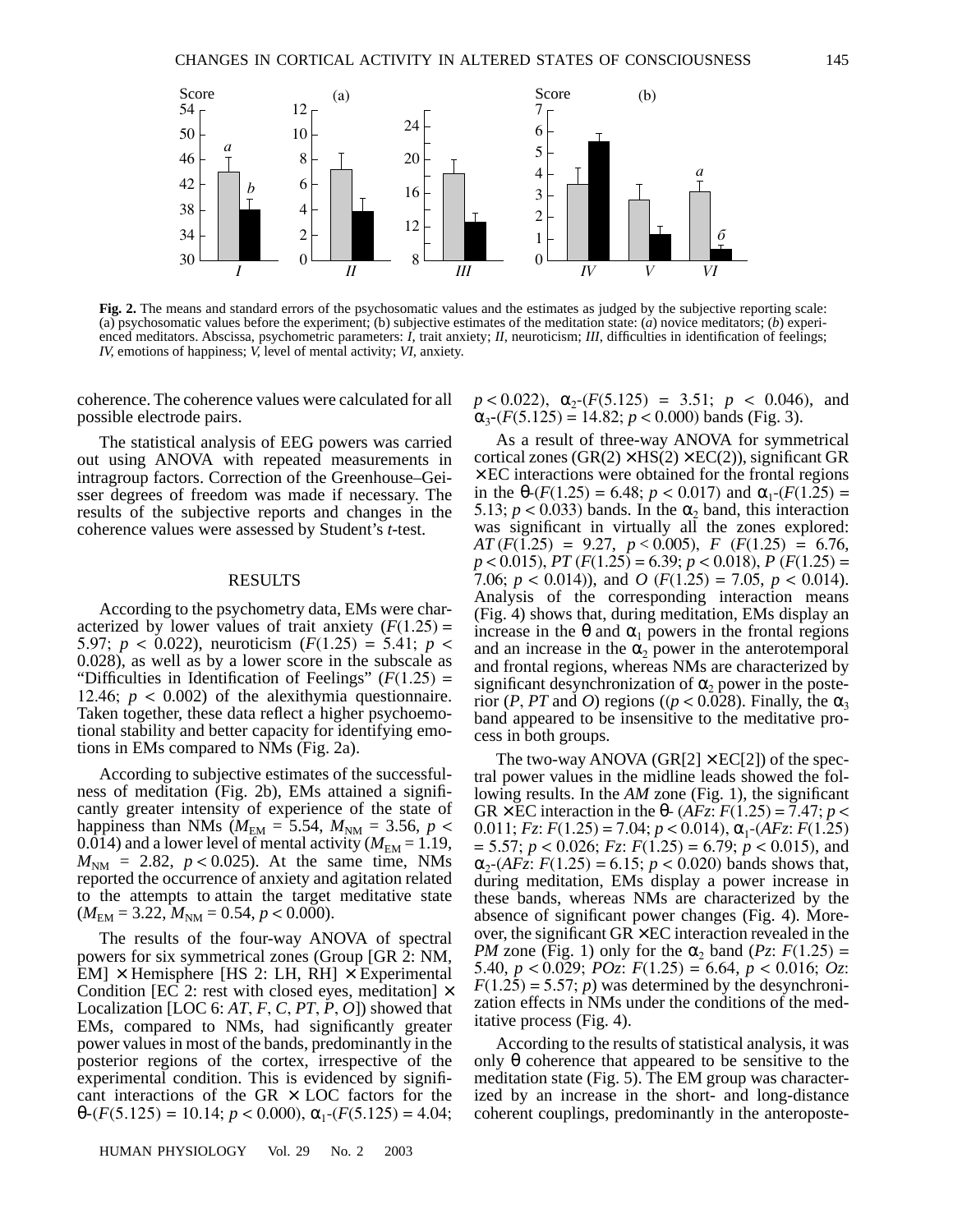**Fig. 2.** The means and standard errors of the psychosomatic values and the estimates as judged by the subjective reporting scale: (a) psychosomatic values before the experiment; (b) subjective estimates of the meditation state: (*a*) novice meditators; (*b*) experienced meditators. Abscissa, psychometric parameters: *I*, trait anxiety; *II*, neuroticism; *III*, difficulties in identification of feelings; *IV*, emotions of happiness; *V*, level of mental activity; *VI*, anxiety.

coherence. The coherence values were calculated for all possible electrode pairs.

The statistical analysis of EEG powers was carried out using ANOVA with repeated measurements in intragroup factors. Correction of the Greenhouse–Geisser degrees of freedom was made if necessary. The results of the subjective reports and changes in the coherence values were assessed by Student's *t*-test.

## RESULTS

According to the psychometry data, EMs were characterized by lower values of trait anxiety ($F(1.25) = 5.97$; $p < 0.022$), neuroticism ($F(1.25) = 5.41$; $p < 0.028$), as well as by a lower score in the subscale as "Difficulties in Identification of Feelings" ($F(1.25) = 12.46$; $p < 0.002$) of the alexithymia questionnaire. Taken together, these data reflect a higher psychoemotional stability and better capacity for identifying emotions in EMs compared to NMs (Fig. 2a).

According to subjective estimates of the successfulness of meditation (Fig. 2b), EMs attained a significantly greater intensity of experience of the state of happiness than NMs ($M_{EM} = 5.54$, $M_{NM} = 3.56$, $p < 0.014$) and a lower level of mental activity ($M_{EM} = 1.19$, $M_{NM} = 2.82$, $p < 0.025$). At the same time, NMs reported the occurrence of anxiety and agitation related to the attempts to attain the target meditative state ($M_{EM} = 3.22$, $M_{NM} = 0.54$, $p < 0.000$).

The results of the four-way ANOVA of spectral powers for six symmetrical zones (Group [GR 2: NM, EM] × Hemisphere [HS 2: LH, RH] × Experimental Condition [EC 2: rest with closed eyes, meditation] × Localization [LOC 6: *AT*, *F*, *C*, *PT*, *P*, *O*]) showed that EMs, compared to NMs, had significantly greater power values in most of the bands, predominantly in the posterior regions of the cortex, irrespective of the experimental condition. This is evidenced by significant interactions of the GR × LOC factors for the $\theta$-($F(5.125) = 10.14$; $p < 0.000$), $\alpha_1$-($F(5.125) = 4.04$; $p < 0.022$), $\alpha_2$-($F(5.125) = 3.51$; $p < 0.046$), and $\alpha_3$-($F(5.125) = 14.82$; $p < 0.000$) bands (Fig. 3).

As a result of three-way ANOVA for symmetrical cortical zones (GR(2) × HS(2) × EC(2)), significant GR × EC interactions were obtained for the frontal regions in the $\theta$-($F(1.25) = 6.48$; $p < 0.017$) and $\alpha_1$-($F(1.25) = 5.13$; $p < 0.033$) bands. In the $\alpha_2$ band, this interaction was significant in virtually all the zones explored: *AT* ($F(1.25) = 9.27$, $p < 0.005$), *F* ($F(1.25) = 6.76$, $p < 0.015$), *PT* ($F(1.25) = 6.39$; $p < 0.018$), *P* ($F(1.25) = 7.06$; $p < 0.014$)), and *O* ($F(1.25) = 7.05$, $p < 0.014$). Analysis of the corresponding interaction means (Fig. 4) shows that, during meditation, EMs display an increase in the $\theta$ and $\alpha_1$ powers in the frontal regions and an increase in the $\alpha_2$ power in the anterotemporal and frontal regions, whereas NMs are characterized by significant desynchronization of $\alpha_2$ power in the posterior (*P*, *PT* and *O*) regions (($p < 0.028$). Finally, the $\alpha_3$ band appeared to be insensitive to the meditative process in both groups.

The two-way ANOVA (GR[2] × EC[2]) of the spectral power values in the midline leads showed the following results. In the *AM* zone (Fig. 1), the significant GR × EC interaction in the $\theta$- (*AFz*: $F(1.25) = 7.47$; $p < 0.011$; *Fz*: $F(1.25) = 7.04$; $p < 0.014$), $\alpha_1$-(*AFz*: $F(1.25) = 5.57$; $p < 0.026$; *Fz*: $F(1.25) = 6.79$; $p < 0.015$), and $\alpha_2$-(*AFz*: $F(1.25) = 6.15$; $p < 0.020$) bands shows that, during meditation, EMs display a power increase in these bands, whereas NMs are characterized by the absence of significant power changes (Fig. 4). Moreover, the significant GR × EC interaction revealed in the *PM* zone (Fig. 1) only for the $\alpha_2$ band (*Pz*: $F(1.25) = 5.40$, $p < 0.029$; *POz*: $F(1.25) = 6.64$, $p < 0.016$; *Oz*: $F(1.25) = 5.57$; *p*) was determined by the desynchronization effects in NMs under the conditions of the meditative process (Fig. 4).

According to the results of statistical analysis, it was only $\theta$ coherence that appeared to be sensitive to the meditation state (Fig. 5). The EM group was characterized by an increase in the short- and long-distance coherent couplings, predominantly in the anteroposte-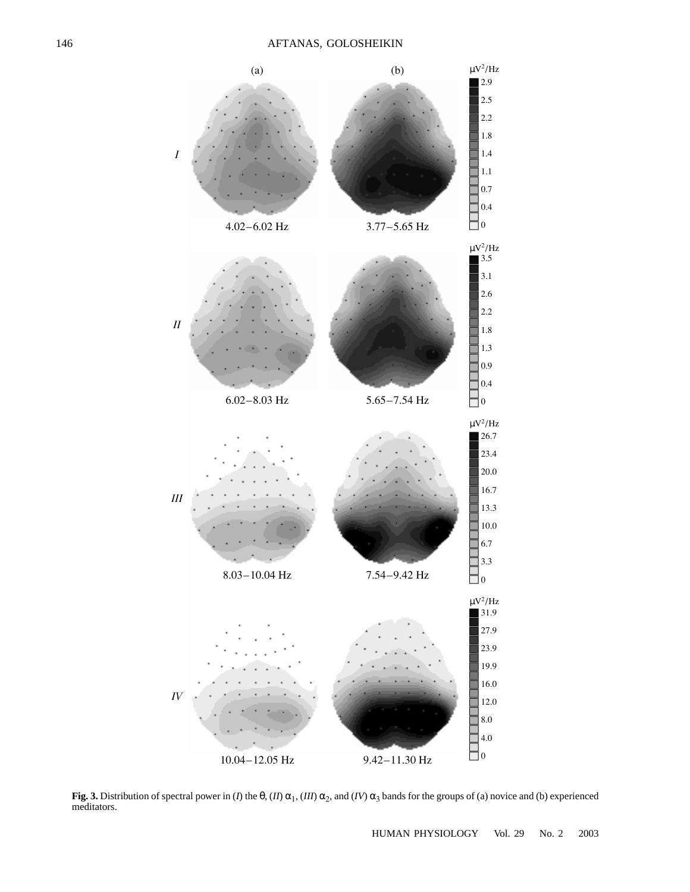**Fig. 3.** Distribution of spectral power in (*I*) the $\theta$, (*II*) $\alpha_1$, (*III*) $\alpha_2$, and (*IV*) $\alpha_3$ bands for the groups of (a) novice and (b) experienced meditators.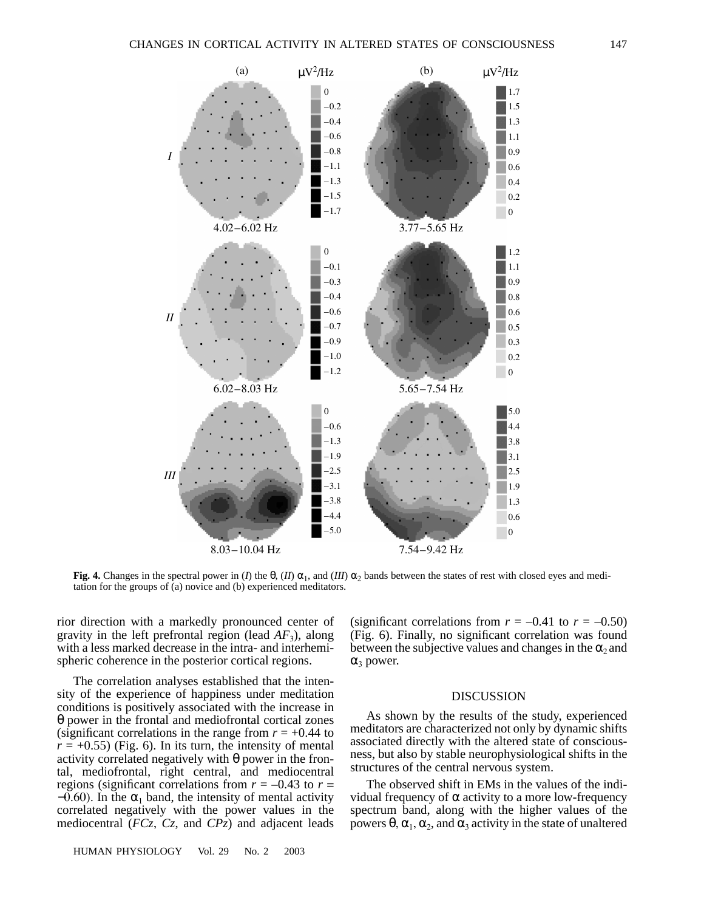**Fig. 4.** Changes in the spectral power in (*I*) the θ, (*II*) $\alpha_1$, and (*III*) $\alpha_2$ bands between the states of rest with closed eyes and meditation for the groups of (a) novice and (b) experienced meditators.

rior direction with a markedly pronounced center of gravity in the left prefrontal region (lead $AF_3$), along with a less marked decrease in the intra- and interhemispheric coherence in the posterior cortical regions.

The correlation analyses established that the intensity of the experience of happiness under meditation conditions is positively associated with the increase in θ power in the frontal and mediofrontal cortical zones (significant correlations in the range from $r = +0.44$ to $r = +0.55$) (Fig. 6). In its turn, the intensity of mental activity correlated negatively with θ power in the frontal, mediofrontal, right central, and mediocentral regions (significant correlations from $r = -0.43$ to $r = -0.60$). In the $\alpha_1$ band, the intensity of mental activity correlated negatively with the power values in the mediocentral (*FCz*, *Cz*, and *CPz*) and adjacent leads (significant correlations from $r = -0.41$ to $r = -0.50$) (Fig. 6). Finally, no significant correlation was found between the subjective values and changes in the $\alpha_2$ and $\alpha_3$ power.

## DISCUSSION

As shown by the results of the study, experienced meditators are characterized not only by dynamic shifts associated directly with the altered state of consciousness, but also by stable neurophysiological shifts in the structures of the central nervous system.

The observed shift in EMs in the values of the individual frequency of α activity to a more low-frequency spectrum band, along with the higher values of the powers θ, $\alpha_1$, $\alpha_2$, and $\alpha_3$ activity in the state of unaltered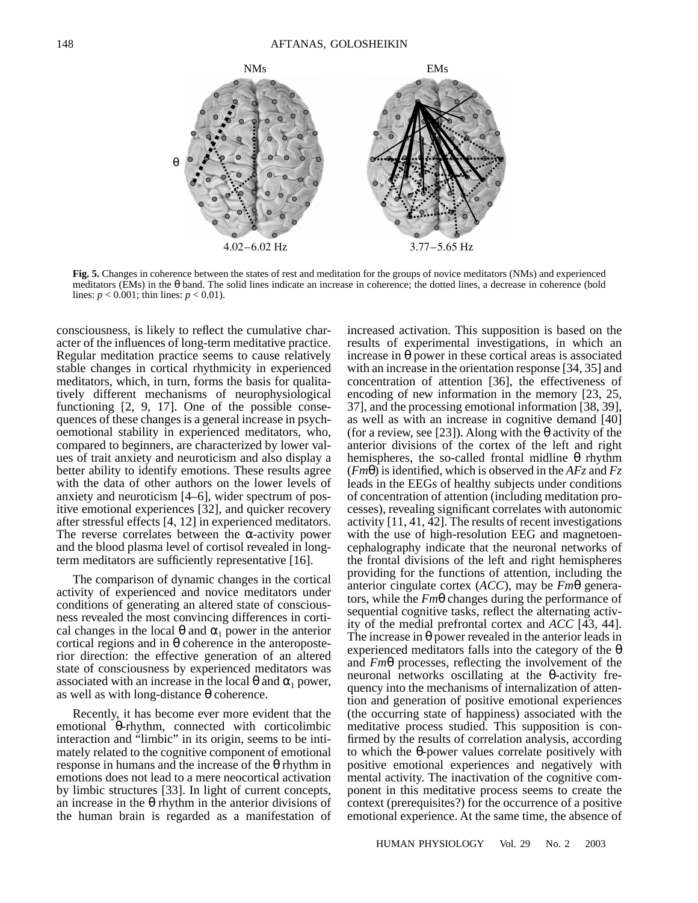NMs EMs

θ

4.02–6.02 Hz 3.77–5.65 Hz

**Fig. 5.** Changes in coherence between the states of rest and meditation for the groups of novice meditators (NMs) and experienced meditators (EMs) in the θ band. The solid lines indicate an increase in coherence; the dotted lines, a decrease in coherence (bold lines: $p < 0.001$; thin lines: $p < 0.01$).

consciousness, is likely to reflect the cumulative character of the influences of long-term meditative practice. Regular meditation practice seems to cause relatively stable changes in cortical rhythmicity in experienced meditators, which, in turn, forms the basis for qualitatively different mechanisms of neurophysiological functioning [2, 9, 17]. One of the possible consequences of these changes is a general increase in psychoemotional stability in experienced meditators, who, compared to beginners, are characterized by lower values of trait anxiety and neuroticism and also display a better ability to identify emotions. These results agree with the data of other authors on the lower levels of anxiety and neuroticism [4–6], wider spectrum of positive emotional experiences [32], and quicker recovery after stressful effects [4, 12] in experienced meditators. The reverse correlates between the α-activity power and the blood plasma level of cortisol revealed in long-term meditators are sufficiently representative [16].

The comparison of dynamic changes in the cortical activity of experienced and novice meditators under conditions of generating an altered state of consciousness revealed the most convincing differences in cortical changes in the local θ and $\alpha_1$ power in the anterior cortical regions and in θ coherence in the anteroposterior direction: the effective generation of an altered state of consciousness by experienced meditators was associated with an increase in the local θ and $\alpha_1$ power, as well as with long-distance θ coherence.

Recently, it has become ever more evident that the emotional θ-rhythm, connected with corticolimbic interaction and "limbic" in its origin, seems to be intimately related to the cognitive component of emotional response in humans and the increase of the θ rhythm in emotions does not lead to a mere neocortical activation by limbic structures [33]. In light of current concepts, an increase in the θ rhythm in the anterior divisions of the human brain is regarded as a manifestation of increased activation. This supposition is based on the results of experimental investigations, in which an increase in θ power in these cortical areas is associated with an increase in the orientation response [34, 35] and concentration of attention [36], the effectiveness of encoding of new information in the memory [23, 25, 37], and the processing emotional information [38, 39], as well as with an increase in cognitive demand [40] (for a review, see [23]). Along with the θ activity of the anterior divisions of the cortex of the left and right hemispheres, the so-called frontal midline θ rhythm (*Fm*θ) is identified, which is observed in the *AFz* and *Fz* leads in the EEGs of healthy subjects under conditions of concentration of attention (including meditation processes), revealing significant correlates with autonomic activity [11, 41, 42]. The results of recent investigations with the use of high-resolution EEG and magnetoencephalography indicate that the neuronal networks of the frontal divisions of the left and right hemispheres providing for the functions of attention, including the anterior cingulate cortex (*ACC*), may be *Fm*θ generators, while the *Fm*θ changes during the performance of sequential cognitive tasks, reflect the alternating activity of the medial prefrontal cortex and *ACC* [43, 44]. The increase in θ power revealed in the anterior leads in experienced meditators falls into the category of the θ and *Fm*θ processes, reflecting the involvement of the neuronal networks oscillating at the θ-activity frequency into the mechanisms of internalization of attention and generation of positive emotional experiences (the occurring state of happiness) associated with the meditative process studied. This supposition is confirmed by the results of correlation analysis, according to which the θ-power values correlate positively with positive emotional experiences and negatively with mental activity. The inactivation of the cognitive component in this meditative process seems to create the context (prerequisites?) for the occurrence of a positive emotional experience. At the same time, the absence of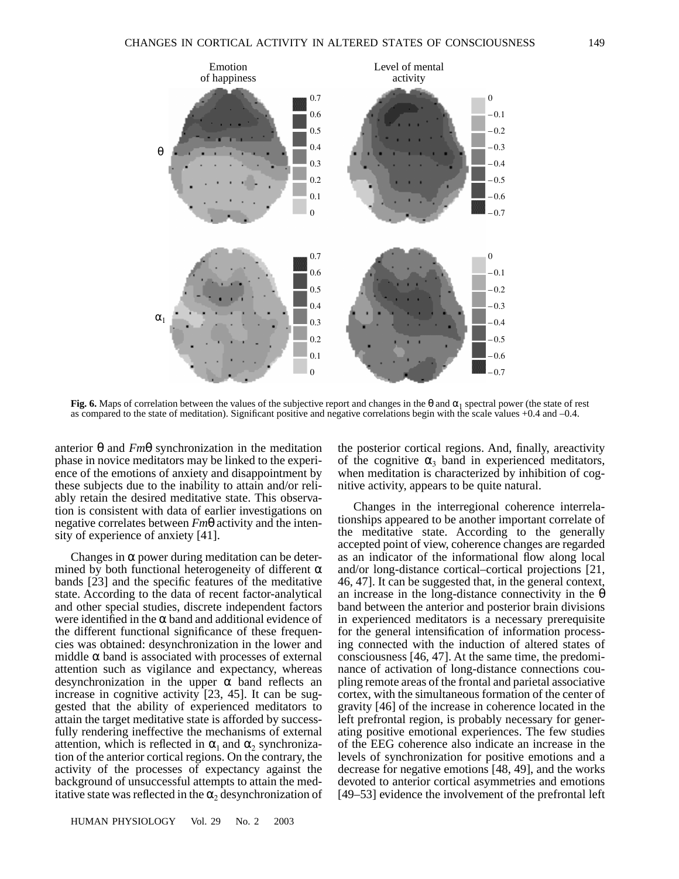Fig. 6. Maps of correlation between the values of the subjective report and changes in the θ and $\alpha_1$ spectral power (the state of rest as compared to the state of meditation). Significant positive and negative correlations begin with the scale values +0.4 and –0.4.

anterior θ and *Fm*θ synchronization in the meditation phase in novice meditators may be linked to the experience of the emotions of anxiety and disappointment by these subjects due to the inability to attain and/or reliably retain the desired meditative state. This observation is consistent with data of earlier investigations on negative correlates between *Fm*θ activity and the intensity of experience of anxiety [41].

Changes in α power during meditation can be determined by both functional heterogeneity of different α bands [23] and the specific features of the meditative state. According to the data of recent factor-analytical and other special studies, discrete independent factors were identified in the α band and additional evidence of the different functional significance of these frequencies was obtained: desynchronization in the lower and middle α band is associated with processes of external attention such as vigilance and expectancy, whereas desynchronization in the upper α band reflects an increase in cognitive activity [23, 45]. It can be suggested that the ability of experienced meditators to attain the target meditative state is afforded by successfully rendering ineffective the mechanisms of external attention, which is reflected in $\alpha_1$ and $\alpha_2$ synchronization of the anterior cortical regions. On the contrary, the activity of the processes of expectancy against the background of unsuccessful attempts to attain the meditative state was reflected in the $\alpha_2$ desynchronization of the posterior cortical regions. And, finally, areactivity of the cognitive $\alpha_3$ band in experienced meditators, when meditation is characterized by inhibition of cognitive activity, appears to be quite natural.

Changes in the interregional coherence interrelationships appeared to be another important correlate of the meditative state. According to the generally accepted point of view, coherence changes are regarded as an indicator of the informational flow along local and/or long-distance cortical–cortical projections [21, 46, 47]. It can be suggested that, in the general context, an increase in the long-distance connectivity in the θ band between the anterior and posterior brain divisions in experienced meditators is a necessary prerequisite for the general intensification of information processing connected with the induction of altered states of consciousness [46, 47]. At the same time, the predominance of activation of long-distance connections coupling remote areas of the frontal and parietal associative cortex, with the simultaneous formation of the center of gravity [46] of the increase in coherence located in the left prefrontal region, is probably necessary for generating positive emotional experiences. The few studies of the EEG coherence also indicate an increase in the levels of synchronization for positive emotions and a decrease for negative emotions [48, 49], and the works devoted to anterior cortical asymmetries and emotions [49–53] evidence the involvement of the prefrontal left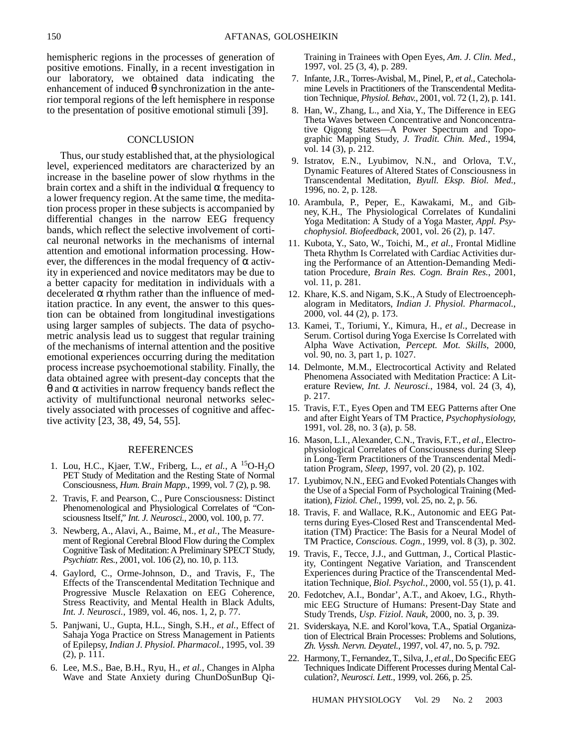hemispheric regions in the processes of generation of positive emotions. Finally, in a recent investigation in our laboratory, we obtained data indicating the enhancement of induced θ synchronization in the anterior temporal regions of the left hemisphere in response to the presentation of positive emotional stimuli [39].

## CONCLUSION

Thus, our study established that, at the physiological level, experienced meditators are characterized by an increase in the baseline power of slow rhythms in the brain cortex and a shift in the individual α frequency to a lower frequency region. At the same time, the meditation process proper in these subjects is accompanied by differential changes in the narrow EEG frequency bands, which reflect the selective involvement of cortical neuronal networks in the mechanisms of internal attention and emotional information processing. However, the differences in the modal frequency of α activity in experienced and novice meditators may be due to a better capacity for meditation in individuals with a decelerated α rhythm rather than the influence of meditation practice. In any event, the answer to this question can be obtained from longitudinal investigations using larger samples of subjects. The data of psychometric analysis lead us to suggest that regular training of the mechanisms of internal attention and the positive emotional experiences occurring during the meditation process increase psychoemotional stability. Finally, the data obtained agree with present-day concepts that the θ and α activities in narrow frequency bands reflect the activity of multifunctional neuronal networks selectively associated with processes of cognitive and affective activity [23, 38, 49, 54, 55].

## REFERENCES

1. Lou, H.C., Kjaer, T.W., Friberg, L., *et al.*, A $^{15}O$-$H_2O$ PET Study of Meditation and the Resting State of Normal Consciousness, *Hum. Brain Mapp.*, 1999, vol. 7 (2), p. 98.
2. Travis, F. and Pearson, C., Pure Consciousness: Distinct Phenomenological and Physiological Correlates of "Consciousness Itself," *Int. J. Neurosci.*, 2000, vol. 100, p. 77.
3. Newberg, A., Alavi, A., Baime, M., *et al.*, The Measurement of Regional Cerebral Blood Flow during the Complex Cognitive Task of Meditation: A Preliminary SPECT Study, *Psychiatr. Res.*, 2001, vol. 106 (2), no. 10, p. 113.
4. Gaylord, C., Orme-Johnson, D., and Travis, F., The Effects of the Transcendental Meditation Technique and Progressive Muscle Relaxation on EEG Coherence, Stress Reactivity, and Mental Health in Black Adults, *Int. J. Neurosci.*, 1989, vol. 46, nos. 1, 2, p. 77.
5. Panjwani, U., Gupta, H.L., Singh, S.H., *et al.*, Effect of Sahaja Yoga Practice on Stress Management in Patients of Epilepsy, *Indian J. Physiol. Pharmacol.*, 1995, vol. 39 (2), p. 111.
6. Lee, M.S., Bae, B.H., Ryu, H., *et al.*, Changes in Alpha Wave and State Anxiety during ChunDoSunBup Qi-Training in Trainees with Open Eyes, *Am. J. Clin. Med.*, 1997, vol. 25 (3, 4), p. 289.
7. Infante, J.R., Torres-Avisbal, M., Pinel, P., *et al.*, Catecholamine Levels in Practitioners of the Transcendental Meditation Technique, *Physiol. Behav.*, 2001, vol. 72 (1, 2), p. 141.
8. Han, W., Zhang, L., and Xia, Y., The Difference in EEG Theta Waves between Concentrative and Nonconcentrative Qigong States—A Power Spectrum and Topographic Mapping Study, *J. Tradit. Chin. Med.*, 1994, vol. 14 (3), p. 212.
9. Istratov, E.N., Lyubimov, N.N., and Orlova, T.V., Dynamic Features of Altered States of Consciousness in Transcendental Meditation, *Byull. Eksp. Biol. Med.*, 1996, no. 2, p. 128.
10. Arambula, P., Peper, E., Kawakami, M., and Gibney, K.H., The Physiological Correlates of Kundalini Yoga Meditation: A Study of a Yoga Master, *Appl. Psychophysiol. Biofeedback*, 2001, vol. 26 (2), p. 147.
11. Kubota, Y., Sato, W., Toichi, M., *et al.*, Frontal Midline Theta Rhythm Is Correlated with Cardiac Activities during the Performance of an Attention-Demanding Meditation Procedure, *Brain Res. Cogn. Brain Res.*, 2001, vol. 11, p. 281.
12. Khare, K.S. and Nigam, S.K., A Study of Electroencephalogram in Meditators, *Indian J. Physiol. Pharmacol.*, 2000, vol. 44 (2), p. 173.
13. Kamei, T., Toriumi, Y., Kimura, H., *et al.*, Decrease in Serum. Cortisol during Yoga Exercise Is Correlated with Alpha Wave Activation, *Percept. Mot. Skills*, 2000, vol. 90, no. 3, part 1, p. 1027.
14. Delmonte, M.M., Electrocortical Activity and Related Phenomena Associated with Meditation Practice: A Literature Review, *Int. J. Neurosci.*, 1984, vol. 24 (3, 4), p. 217.
15. Travis, F.T., Eyes Open and TM EEG Patterns after One and after Eight Years of TM Practice, *Psychophysiology*, 1991, vol. 28, no. 3 (a), p. 58.
16. Mason, L.I., Alexander, C.N., Travis, F.T., *et al.*, Electrophysiological Correlates of Consciousness during Sleep in Long-Term Practitioners of the Transcendental Meditation Program, *Sleep*, 1997, vol. 20 (2), p. 102.
17. Lyubimov, N.N., EEG and Evoked Potentials Changes with the Use of a Special Form of Psychological Training (Meditation), *Fiziol. Chel.*, 1999, vol. 25, no. 2, p. 56.
18. Travis, F. and Wallace, R.K., Autonomic and EEG Patterns during Eyes-Closed Rest and Transcendental Meditation (TM) Practice: The Basis for a Neural Model of TM Practice, *Conscious. Cogn.*, 1999, vol. 8 (3), p. 302.
19. Travis, F., Tecce, J.J., and Guttman, J., Cortical Plasticity, Contingent Negative Variation, and Transcendent Experiences during Practice of the Transcendental Meditation Technique, *Biol. Psychol.*, 2000, vol. 55 (1), p. 41.
20. Fedotchev, A.I., Bondar', A.T., and Akoev, I.G., Rhythmic EEG Structure of Humans: Present-Day State and Study Trends, *Usp. Fiziol. Nauk*, 2000, no. 3, p. 39.
21. Sviderskaya, N.E. and Korol'kova, T.A., Spatial Organization of Electrical Brain Processes: Problems and Solutions, *Zh. Vyssh. Nervn. Deyatel.*, 1997, vol. 47, no. 5, p. 792.
22. Harmony, T., Fernandez, T., Silva, J., *et al.*, Do Specific EEG Techniques Indicate Different Processes during Mental Calculation?, *Neurosci. Lett.*, 1999, vol. 266, p. 25.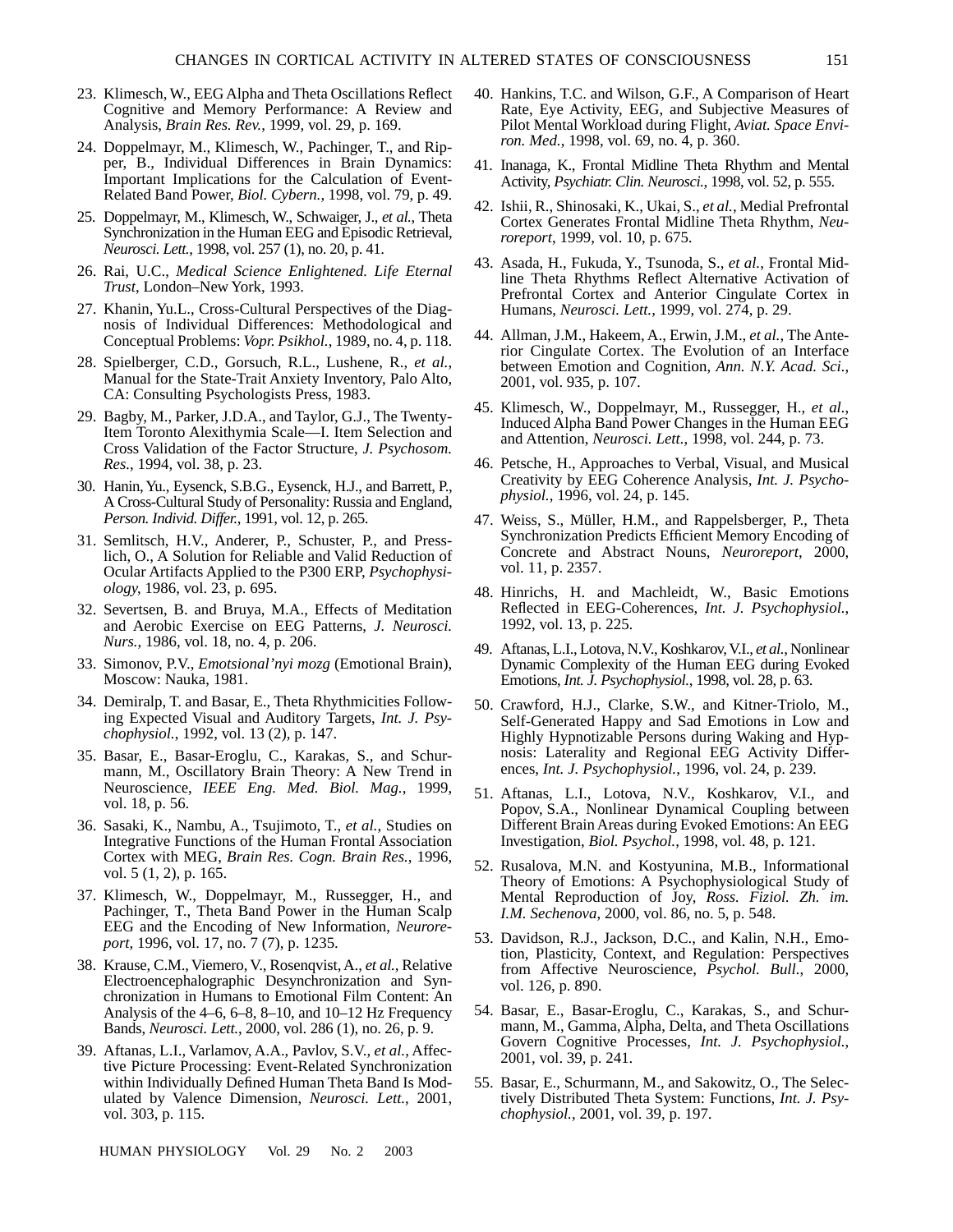23. Klimesch, W., EEG Alpha and Theta Oscillations Reflect Cognitive and Memory Performance: A Review and Analysis, *Brain Res. Rev.*, 1999, vol. 29, p. 169.

24. Doppelmayr, M., Klimesch, W., Pachinger, T., and Ripper, B., Individual Differences in Brain Dynamics: Important Implications for the Calculation of Event-Related Band Power, *Biol. Cybern.*, 1998, vol. 79, p. 49.

25. Doppelmayr, M., Klimesch, W., Schwaiger, J., *et al.*, Theta Synchronization in the Human EEG and Episodic Retrieval, *Neurosci. Lett.*, 1998, vol. 257 (1), no. 20, p. 41.

26. Rai, U.C., *Medical Science Enlightened. Life Eternal Trust*, London–New York, 1993.

27. Khanin, Yu.L., Cross-Cultural Perspectives of the Diagnosis of Individual Differences: Methodological and Conceptual Problems: *Vopr. Psikhol.*, 1989, no. 4, p. 118.

28. Spielberger, C.D., Gorsuch, R.L., Lushene, R., *et al.*, Manual for the State-Trait Anxiety Inventory, Palo Alto, CA: Consulting Psychologists Press, 1983.

29. Bagby, M., Parker, J.D.A., and Taylor, G.J., The Twenty-Item Toronto Alexithymia Scale—I. Item Selection and Cross Validation of the Factor Structure, *J. Psychosom. Res.*, 1994, vol. 38, p. 23.

30. Hanin, Yu., Eysenck, S.B.G., Eysenck, H.J., and Barrett, P., A Cross-Cultural Study of Personality: Russia and England, *Person. Individ. Differ.*, 1991, vol. 12, p. 265.

31. Semlitsch, H.V., Anderer, P., Schuster, P., and Presslich, O., A Solution for Reliable and Valid Reduction of Ocular Artifacts Applied to the P300 ERP, *Psychophysiology*, 1986, vol. 23, p. 695.

32. Severtsen, B. and Bruya, M.A., Effects of Meditation and Aerobic Exercise on EEG Patterns, *J. Neurosci. Nurs.*, 1986, vol. 18, no. 4, p. 206.

33. Simonov, P.V., *Emotsional'nyi mozg* (Emotional Brain), Moscow: Nauka, 1981.

34. Demiralp, T. and Basar, E., Theta Rhythmicities Following Expected Visual and Auditory Targets, *Int. J. Psychophysiol.*, 1992, vol. 13 (2), p. 147.

35. Basar, E., Basar-Eroglu, C., Karakas, S., and Schurmann, M., Oscillatory Brain Theory: A New Trend in Neuroscience, *IEEE Eng. Med. Biol. Mag.*, 1999, vol. 18, p. 56.

36. Sasaki, K., Nambu, A., Tsujimoto, T., *et al.*, Studies on Integrative Functions of the Human Frontal Association Cortex with MEG, *Brain Res. Cogn. Brain Res.*, 1996, vol. 5 (1, 2), p. 165.

37. Klimesch, W., Doppelmayr, M., Russegger, H., and Pachinger, T., Theta Band Power in the Human Scalp EEG and the Encoding of New Information, *Neuroreport*, 1996, vol. 17, no. 7 (7), p. 1235.

38. Krause, C.M., Viemero, V., Rosenqvist, A., *et al.*, Relative Electroencephalographic Desynchronization and Synchronization in Humans to Emotional Film Content: An Analysis of the 4–6, 6–8, 8–10, and 10–12 Hz Frequency Bands, *Neurosci. Lett.*, 2000, vol. 286 (1), no. 26, p. 9.

39. Aftanas, L.I., Varlamov, A.A., Pavlov, S.V., *et al.*, Affective Picture Processing: Event-Related Synchronization within Individually Defined Human Theta Band Is Modulated by Valence Dimension, *Neurosci. Lett.*, 2001, vol. 303, p. 115.

40. Hankins, T.C. and Wilson, G.F., A Comparison of Heart Rate, Eye Activity, EEG, and Subjective Measures of Pilot Mental Workload during Flight, *Aviat. Space Environ. Med.*, 1998, vol. 69, no. 4, p. 360.

41. Inanaga, K., Frontal Midline Theta Rhythm and Mental Activity, *Psychiatr. Clin. Neurosci.*, 1998, vol. 52, p. 555.

42. Ishii, R., Shinosaki, K., Ukai, S., *et al.*, Medial Prefrontal Cortex Generates Frontal Midline Theta Rhythm, *Neuroreport*, 1999, vol. 10, p. 675.

43. Asada, H., Fukuda, Y., Tsunoda, S., *et al.*, Frontal Midline Theta Rhythms Reflect Alternative Activation of Prefrontal Cortex and Anterior Cingulate Cortex in Humans, *Neurosci. Lett.*, 1999, vol. 274, p. 29.

44. Allman, J.M., Hakeem, A., Erwin, J.M., *et al.*, The Anterior Cingulate Cortex. The Evolution of an Interface between Emotion and Cognition, *Ann. N.Y. Acad. Sci.*, 2001, vol. 935, p. 107.

45. Klimesch, W., Doppelmayr, M., Russegger, H., *et al.*, Induced Alpha Band Power Changes in the Human EEG and Attention, *Neurosci. Lett.*, 1998, vol. 244, p. 73.

46. Petsche, H., Approaches to Verbal, Visual, and Musical Creativity by EEG Coherence Analysis, *Int. J. Psychophysiol.*, 1996, vol. 24, p. 145.

47. Weiss, S., Müller, H.M., and Rappelsberger, P., Theta Synchronization Predicts Efficient Memory Encoding of Concrete and Abstract Nouns, *Neuroreport*, 2000, vol. 11, p. 2357.

48. Hinrichs, H. and Machleidt, W., Basic Emotions Reflected in EEG-Coherences, *Int. J. Psychophysiol.*, 1992, vol. 13, p. 225.

49. Aftanas, L.I., Lotova, N.V., Koshkarov, V.I., *et al.*, Nonlinear Dynamic Complexity of the Human EEG during Evoked Emotions, *Int. J. Psychophysiol.*, 1998, vol. 28, p. 63.

50. Crawford, H.J., Clarke, S.W., and Kitner-Triolo, M., Self-Generated Happy and Sad Emotions in Low and Highly Hypnotizable Persons during Waking and Hypnosis: Laterality and Regional EEG Activity Differences, *Int. J. Psychophysiol.*, 1996, vol. 24, p. 239.

51. Aftanas, L.I., Lotova, N.V., Koshkarov, V.I., and Popov, S.A., Nonlinear Dynamical Coupling between Different Brain Areas during Evoked Emotions: An EEG Investigation, *Biol. Psychol.*, 1998, vol. 48, p. 121.

52. Rusalova, M.N. and Kostyunina, M.B., Informational Theory of Emotions: A Psychophysiological Study of Mental Reproduction of Joy, *Ross. Fiziol. Zh. im. I.M. Sechenova*, 2000, vol. 86, no. 5, p. 548.

53. Davidson, R.J., Jackson, D.C., and Kalin, N.H., Emotion, Plasticity, Context, and Regulation: Perspectives from Affective Neuroscience, *Psychol. Bull.*, 2000, vol. 126, p. 890.

54. Basar, E., Basar-Eroglu, C., Karakas, S., and Schurmann, M., Gamma, Alpha, Delta, and Theta Oscillations Govern Cognitive Processes, *Int. J. Psychophysiol.*, 2001, vol. 39, p. 241.

55. Basar, E., Schurmann, M., and Sakowitz, O., The Selectively Distributed Theta System: Functions, *Int. J. Psychophysiol.*, 2001, vol. 39, p. 197.